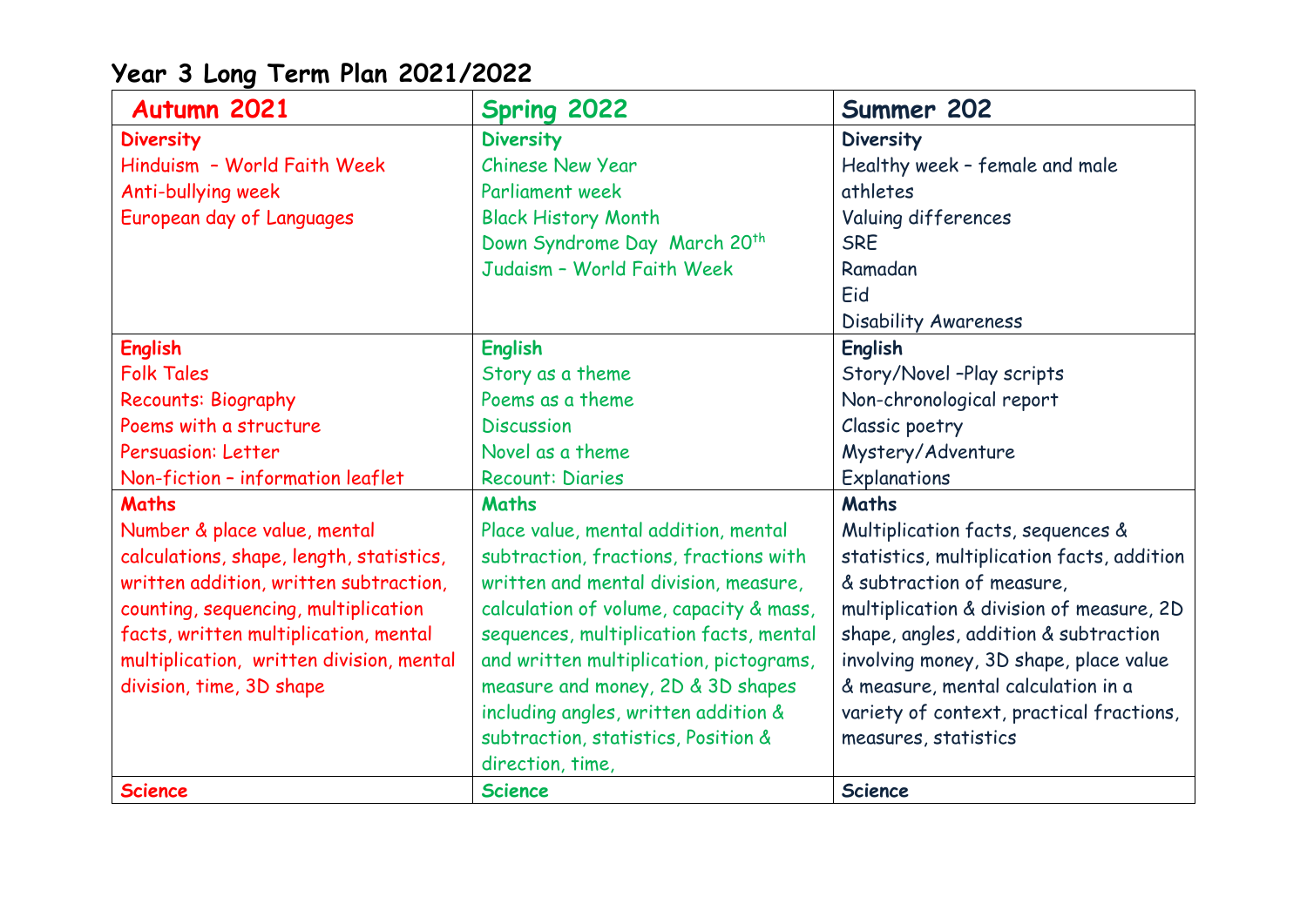# Year 3 Long Term Plan 2021/2022

| Autumn 2021 | Spring 2022 | Summer 202 |
|---|---|---|
| **Diversity**<br>Hinduism – World Faith Week<br>Anti-bullying week<br>European day of Languages | **Diversity**<br>Chinese New Year<br>Parliament week<br>Black History Month<br>Down Syndrome Day March 20th<br>Judaism – World Faith Week | **Diversity**<br>Healthy week – female and male athletes<br>Valuing differences<br>SRE<br>Ramadan<br>Eid<br>Disability Awareness |
| **English**<br>Folk Tales<br>Recounts: Biography<br>Poems with a structure<br>Persuasion: Letter<br>Non-fiction – information leaflet | **English**<br>Story as a theme<br>Poems as a theme<br>Discussion<br>Novel as a theme<br>Recount: Diaries | **English**<br>Story/Novel –Play scripts<br>Non-chronological report<br>Classic poetry<br>Mystery/Adventure<br>Explanations |
| **Maths**<br>Number & place value, mental calculations, shape, length, statistics, written addition, written subtraction, counting, sequencing, multiplication facts, written multiplication, mental multiplication, written division, mental division, time, 3D shape | **Maths**<br>Place value, mental addition, mental subtraction, fractions, fractions with written and mental division, measure, calculation of volume, capacity & mass, sequences, multiplication facts, mental and written multiplication, pictograms, measure and money, 2D & 3D shapes including angles, written addition & subtraction, statistics, Position & direction, time, | **Maths**<br>Multiplication facts, sequences & statistics, multiplication facts, addition & subtraction of measure, multiplication & division of measure, 2D shape, angles, addition & subtraction involving money, 3D shape, place value & measure, mental calculation in a variety of context, practical fractions, measures, statistics |
| **Science** | **Science** | **Science** |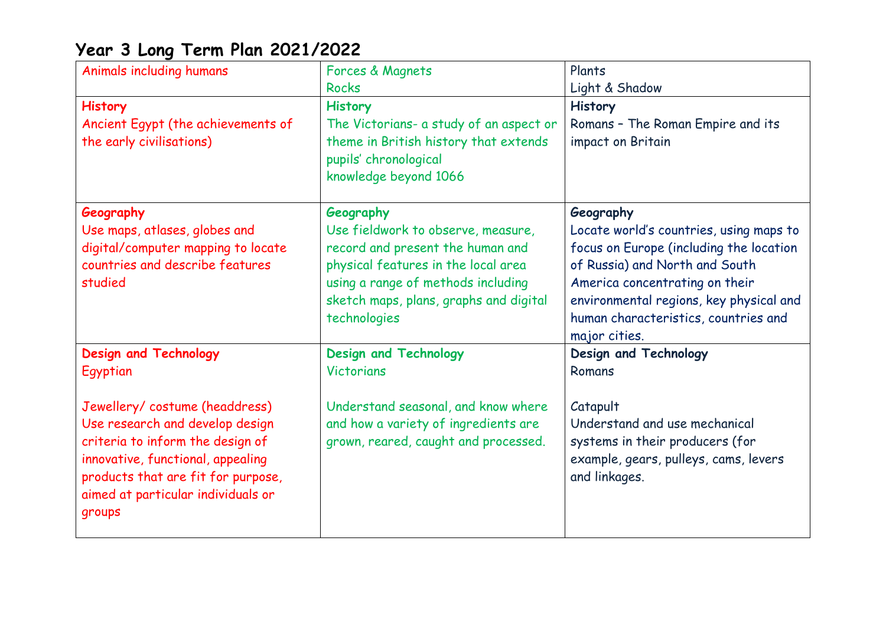# Year 3 Long Term Plan 2021/2022

| Animals including humans | Forces & Magnets<br>Rocks | Plants<br>Light & Shadow |
|---|---|---|
| **History**<br>Ancient Egypt (the achievements of the early civilisations) | **History**<br>The Victorians- a study of an aspect or theme in British history that extends pupils' chronological knowledge beyond 1066 | **History**<br>Romans – The Roman Empire and its impact on Britain |
| **Geography**<br>Use maps, atlases, globes and digital/computer mapping to locate countries and describe features studied | **Geography**<br>Use fieldwork to observe, measure, record and present the human and physical features in the local area using a range of methods including sketch maps, plans, graphs and digital technologies | **Geography**<br>Locate world's countries, using maps to focus on Europe (including the location of Russia) and North and South America concentrating on their environmental regions, key physical and human characteristics, countries and major cities. |
| **Design and Technology**<br>Egyptian<br><br>Jewellery/ costume (headdress)<br>Use research and develop design criteria to inform the design of innovative, functional, appealing products that are fit for purpose, aimed at particular individuals or groups | **Design and Technology**<br>Victorians<br><br>Understand seasonal, and know where and how a variety of ingredients are grown, reared, caught and processed. | **Design and Technology**<br>Romans<br><br>Catapult<br>Understand and use mechanical systems in their producers (for example, gears, pulleys, cams, levers and linkages. |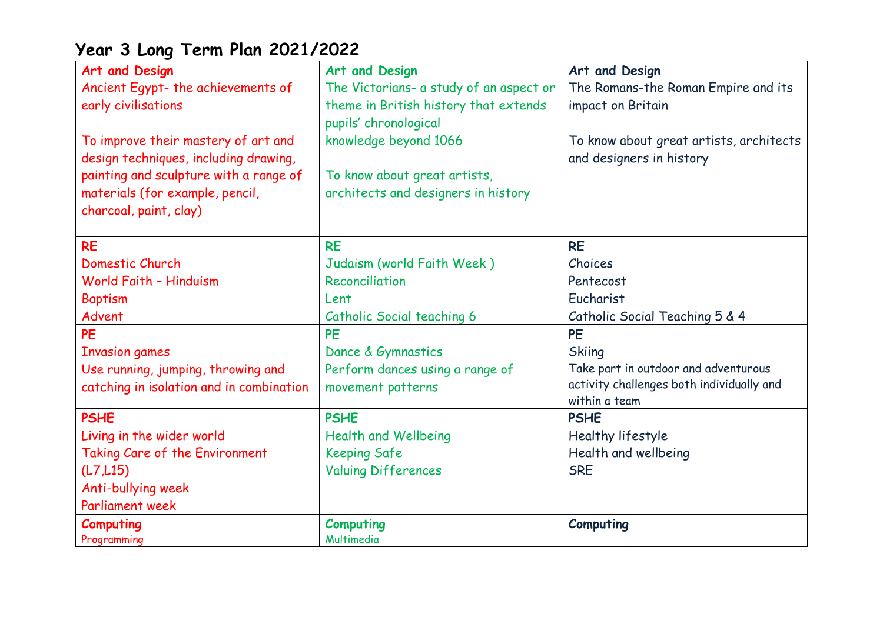# Year 3 Long Term Plan 2021/2022

| | | |
|---|---|---|
| **Art and Design**<br>Ancient Egypt- the achievements of early civilisations<br><br>To improve their mastery of art and design techniques, including drawing, painting and sculpture with a range of materials (for example, pencil, charcoal, paint, clay) | **Art and Design**<br>The Victorians- a study of an aspect or theme in British history that extends pupils' chronological knowledge beyond 1066<br><br>To know about great artists, architects and designers in history | **Art and Design**<br>The Romans-the Roman Empire and its impact on Britain<br><br>To know about great artists, architects and designers in history |
| **RE**<br>Domestic Church<br>World Faith – Hinduism<br>Baptism<br>Advent | **RE**<br>Judaism (world Faith Week )<br>Reconciliation<br>Lent<br>Catholic Social teaching 6 | **RE**<br>Choices<br>Pentecost<br>Eucharist<br>Catholic Social Teaching 5 & 4 |
| **PE**<br>Invasion games<br>Use running, jumping, throwing and catching in isolation and in combination | **PE**<br>Dance & Gymnastics<br>Perform dances using a range of movement patterns | **PE**<br>Skiing<br>Take part in outdoor and adventurous activity challenges both individually and within a team |
| **PSHE**<br>Living in the wider world<br>Taking Care of the Environment (L7,L15)<br>Anti-bullying week<br>Parliament week | **PSHE**<br>Health and Wellbeing<br>Keeping Safe<br>Valuing Differences | **PSHE**<br>Healthy lifestyle<br>Health and wellbeing<br>SRE |
| **Computing**<br>Programming | **Computing**<br>Multimedia | **Computing** |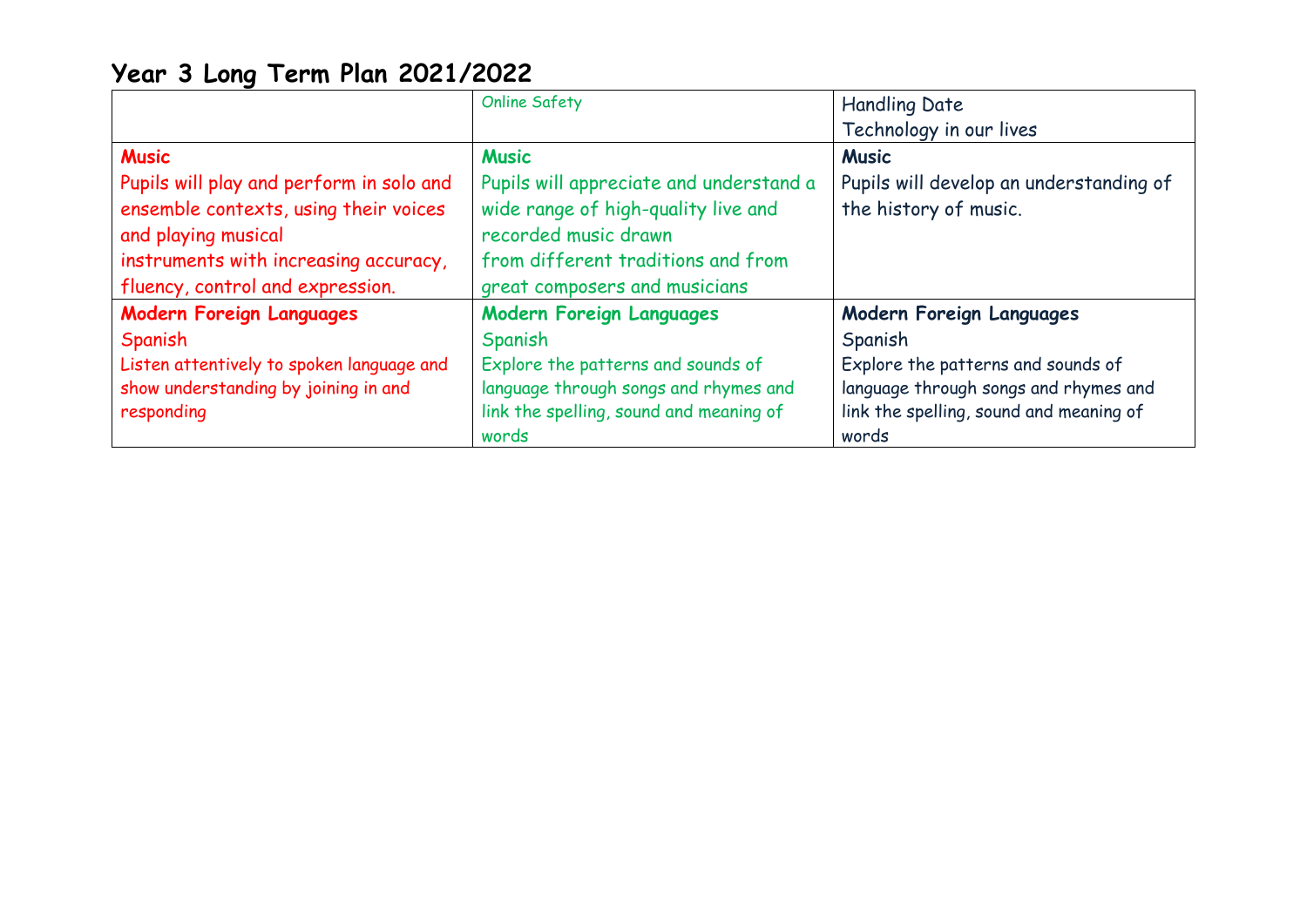# Year 3 Long Term Plan 2021/2022

| | | |
|---|---|---|
| | Online Safety | Handling Date<br>Technology in our lives |
| **Music**<br>Pupils will play and perform in solo and ensemble contexts, using their voices and playing musical instruments with increasing accuracy, fluency, control and expression. | **Music**<br>Pupils will appreciate and understand a wide range of high-quality live and recorded music drawn from different traditions and from great composers and musicians | **Music**<br>Pupils will develop an understanding of the history of music. |
| **Modern Foreign Languages**<br>Spanish<br>Listen attentively to spoken language and show understanding by joining in and responding | **Modern Foreign Languages**<br>Spanish<br>Explore the patterns and sounds of language through songs and rhymes and link the spelling, sound and meaning of words | **Modern Foreign Languages**<br>Spanish<br>Explore the patterns and sounds of language through songs and rhymes and link the spelling, sound and meaning of words |